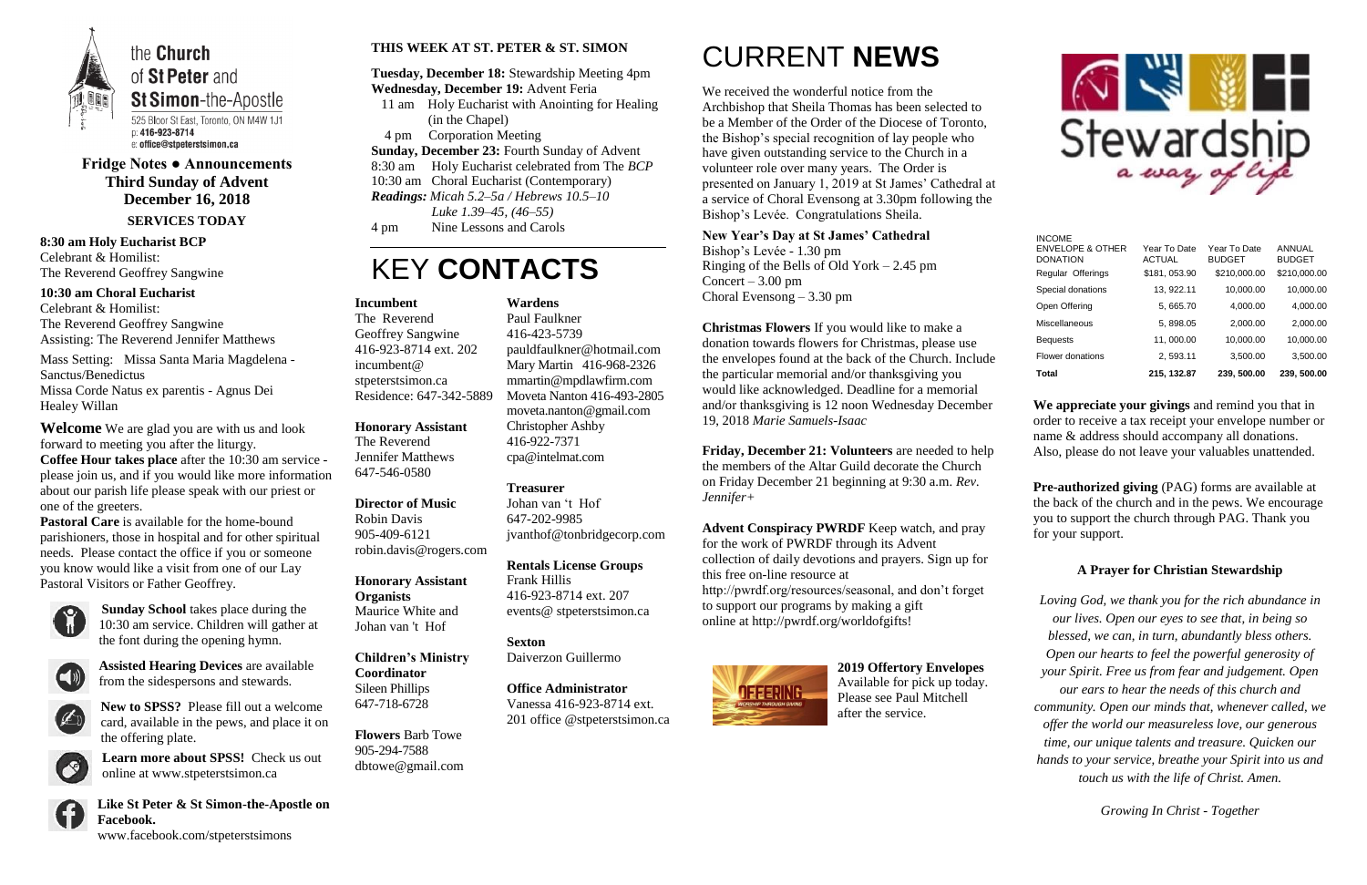the **Church** of **St Peter** and **St Simon**-the-Apostle

525 Bloor St East, Toronto, ON M4W 1J1
p: **416-923-8714**
e: **office@stpeterstsimon.ca**

**Fridge Notes ● Announcements**
**Third Sunday of Advent**
**December 16, 2018**

**SERVICES TODAY**

**8:30 am Holy Eucharist BCP**
Celebrant & Homilist:
The Reverend Geoffrey Sangwine

**10:30 am Choral Eucharist**
Celebrant & Homilist:
The Reverend Geoffrey Sangwine
Assisting: The Reverend Jennifer Matthews

Mass Setting: Missa Santa Maria Magdelena - Sanctus/Benedictus
Missa Corde Natus ex parentis - Agnus Dei
Healey Willan

**Welcome** We are glad you are with us and look forward to meeting you after the liturgy.
**Coffee Hour takes place** after the 10:30 am service - please join us, and if you would like more information about our parish life please speak with our priest or one of the greeters.
**Pastoral Care** is available for the home-bound parishioners, those in hospital and for other spiritual needs. Please contact the office if you or someone you know would like a visit from one of our Lay Pastoral Visitors or Father Geoffrey.

**Sunday School** takes place during the 10:30 am service. Children will gather at the font during the opening hymn.

**Assisted Hearing Devices** are available from the sidespersons and stewards.

**New to SPSS?** Please fill out a welcome card, available in the pews, and place it on the offering plate.

**Learn more about SPSS!** Check us out online at www.stpeterstsimon.ca

**Like St Peter & St Simon-the-Apostle on Facebook.**
www.facebook.com/stpeterstsimons

**THIS WEEK AT ST. PETER & ST. SIMON**

**Tuesday, December 18:** Stewardship Meeting 4pm
**Wednesday, December 19:** Advent Feria
11 am Holy Eucharist with Anointing for Healing (in the Chapel)
4 pm Corporation Meeting
**Sunday, December 23:** Fourth Sunday of Advent
8:30 am Holy Eucharist celebrated from The *BCP*
10:30 am Choral Eucharist (Contemporary)
*Readings: Micah 5.2–5a / Hebrews 10.5–10*
*Luke 1.39–45, (46–55)*
4 pm Nine Lessons and Carols

# KEY **CONTACTS**

**Incumbent**
The Reverend
Geoffrey Sangwine
416-923-8714 ext. 202
incumbent@
stpeterstsimon.ca
Residence: 647-342-5889

**Honorary Assistant**
The Reverend
Jennifer Matthews
647-546-0580

**Director of Music**
Robin Davis
905-409-6121
robin.davis@rogers.com

**Honorary Assistant Organists**
Maurice White and
Johan van 't Hof

**Children's Ministry Coordinator**
Sileen Phillips
647-718-6728

**Flowers** Barb Towe
905-294-7588
dbtowe@gmail.com

**Wardens**
Paul Faulkner
416-423-5739
pauldfaulkner@hotmail.com
Mary Martin 416-968-2326
mmartin@mpdlawfirm.com
Moveta Nanton 416-493-2805
moveta.nanton@gmail.com
Christopher Ashby
416-922-7371
cpa@intelmat.com

**Treasurer**
Johan van 't Hof
647-202-9985
jvanthof@tonbridgecorp.com

**Rentals License Groups**
Frank Hillis
416-923-8714 ext. 207
events@ stpeterstsimon.ca

**Sexton**
Daiverzon Guillermo

**Office Administrator**
Vanessa 416-923-8714 ext.
201 office @stpeterstsimon.ca

# CURRENT **NEWS**

We received the wonderful notice from the Archbishop that Sheila Thomas has been selected to be a Member of the Order of the Diocese of Toronto, the Bishop's special recognition of lay people who have given outstanding service to the Church in a volunteer role over many years. The Order is presented on January 1, 2019 at St James' Cathedral at a service of Choral Evensong at 3.30pm following the Bishop's Levée. Congratulations Sheila.

**New Year's Day at St James' Cathedral**
Bishop's Levée - 1.30 pm
Ringing of the Bells of Old York – 2.45 pm
Concert – 3.00 pm
Choral Evensong – 3.30 pm

**Christmas Flowers** If you would like to make a donation towards flowers for Christmas, please use the envelopes found at the back of the Church. Include the particular memorial and/or thanksgiving you would like acknowledged. Deadline for a memorial and/or thanksgiving is 12 noon Wednesday December 19, 2018 *Marie Samuels-Isaac*

**Friday, December 21: Volunteers** are needed to help the members of the Altar Guild decorate the Church on Friday December 21 beginning at 9:30 a.m. *Rev. Jennifer+*

**Advent Conspiracy PWRDF** Keep watch, and pray for the work of PWRDF through its Advent collection of daily devotions and prayers. Sign up for this free on-line resource at http://pwrdf.org/resources/seasonal, and don't forget to support our programs by making a gift online at http://pwrdf.org/worldofgifts!

**2019 Offertory Envelopes** Available for pick up today. Please see Paul Mitchell after the service.

Stewardship *a way of life*

| INCOME ENVELOPE & OTHER DONATION | Year To Date ACTUAL | Year To Date BUDGET | ANNUAL BUDGET |
|---|---|---|---|
| Regular Offerings | $181, 053.90 | $210,000.00 | $210,000.00 |
| Special donations | 13, 922.11 | 10,000.00 | 10,000.00 |
| Open Offering | 5, 665.70 | 4,000.00 | 4,000.00 |
| Miscellaneous | 5, 898.05 | 2,000.00 | 2,000.00 |
| Bequests | 11, 000.00 | 10,000.00 | 10,000.00 |
| Flower donations | 2, 593.11 | 3,500.00 | 3,500.00 |
| **Total** | **215, 132.87** | **239, 500.00** | **239, 500.00** |

**We appreciate your givings** and remind you that in order to receive a tax receipt your envelope number or name & address should accompany all donations. Also, please do not leave your valuables unattended.

**Pre-authorized giving** (PAG) forms are available at the back of the church and in the pews. We encourage you to support the church through PAG. Thank you for your support.

**A Prayer for Christian Stewardship**

*Loving God, we thank you for the rich abundance in our lives. Open our eyes to see that, in being so blessed, we can, in turn, abundantly bless others. Open our hearts to feel the powerful generosity of your Spirit. Free us from fear and judgement. Open our ears to hear the needs of this church and community. Open our minds that, whenever called, we offer the world our measureless love, our generous time, our unique talents and treasure. Quicken our hands to your service, breathe your Spirit into us and touch us with the life of Christ. Amen.*

*Growing In Christ - Together*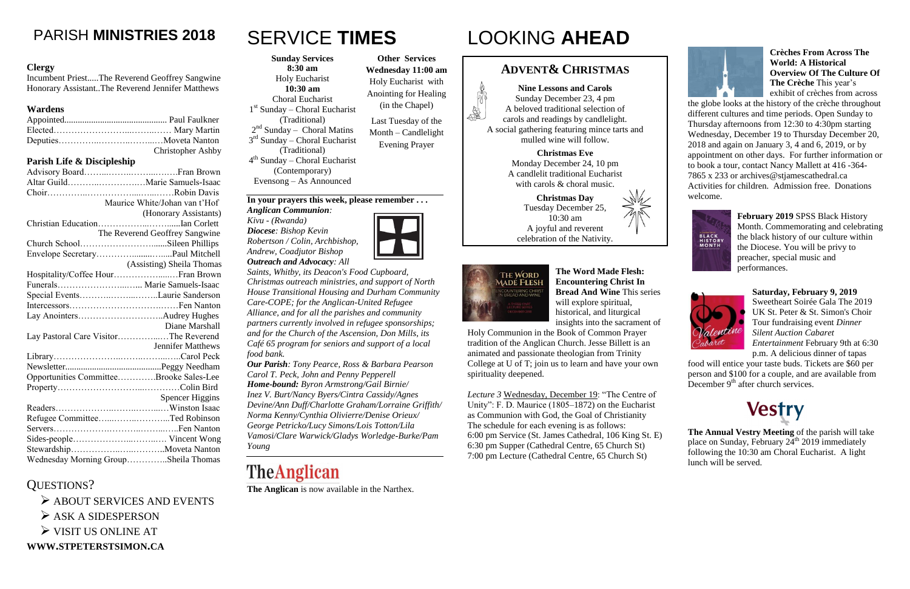## PARISH **MINISTRIES 2018**

### Clergy

Incumbent Priest.....The Reverend Geoffrey Sangwine
Honorary Assistant..The Reverend Jennifer Matthews

### Wardens

Appointed............................................. Paul Faulkner
Elected……………………...……..…… Mary Martin
Deputies…………..………..……...……Moveta Nanton
Christopher Ashby

### Parish Life & Discipleship

Advisory Board……...……..…….....…….Fran Brown
Altar Guild………..…………….Marie Samuels-Isaac
Choir…………..……………...…...……Robin Davis
Maurice White/Johan van t'Hof
(Honorary Assistants)
Christian Education……………...……......Ian Corlett
The Reverend Geoffrey Sangwine
Church School……………………......Sileen Phillips
Envelope Secretary………..........…......Paul Mitchell
(Assisting) Sheila Thomas
Hospitality/Coffee Hour……………......…Fran Brown
Funerals……………………...…... Marie Samuels-Isaac
Special Events………..……...……..Laurie Sanderson
Intercessors…………………………..……Fen Nanton
Lay Anointers………………………..Audrey Hughes
Diane Marshall
Lay Pastoral Care Visitor…………...…The Reverend
Jennifer Matthews
Library…………………...……..…….....…..Carol Peck
Newsletter..........................................Peggy Needham
Opportunities Committee………….Brooke Sales-Lee
Property………………………...……….Colin Bird
Spencer Higgins
Readers………………..……..……..…Winston Isaac
Refugee Committee…..……..……….Ted Robinson
Servers………………………………...…..Fen Nanton
Sides-people………………...……..… Vincent Wong
Stewardship……………..…..……….Moveta Nanton
Wednesday Morning Group…………..Sheila Thomas

## QUESTIONS?

- ABOUT SERVICES AND EVENTS
- ASK A SIDESPERSON
- VISIT US ONLINE AT

**WWW.STPETERSTSIMON.CA**

## SERVICE **TIMES**

**Sunday Services**
**8:30 am**
Holy Eucharist
**10:30 am**
Choral Eucharist
1st Sunday – Choral Eucharist (Traditional)
2nd Sunday – Choral Matins
3rd Sunday – Choral Eucharist (Traditional)
4th Sunday – Choral Eucharist (Contemporary)
Evensong – As Announced

**Other Services**
**Wednesday 11:00 am**
Holy Eucharist with Anointing for Healing (in the Chapel)

Last Tuesday of the Month – Candlelight Evening Prayer

**In your prayers this week, please remember . . .**

***Anglican Communion:*** *Kivu - (Rwanda)*
***Diocese****: Bishop Kevin Robertson / Colin, Archbishop, Andrew, Coadjutor Bishop*
***Outreach and Advocacy****: All Saints, Whitby, its Deacon's Food Cupboard, Christmas outreach ministries, and support of North House Transitional Housing and Durham Community Care-COPE; for the Anglican-United Refugee Alliance, and for all the parishes and community partners currently involved in refugee sponsorships; and for the Church of the Ascension, Don Mills, its Café 65 program for seniors and support of a local food bank.*
***Our Parish****: Tony Pearce, Ross & Barbara Pearson Carol T. Peck, John and Penny Pepperell*
***Home-bound:*** *Byron Armstrong/Gail Birnie/ Inez V. Burt/Nancy Byers/Cintra Cassidy/Agnes Devine/Ann Duff/Charlotte Graham/Lorraine Griffith/ Norma Kenny/Cynthia Olivierre/Denise Orieux/ George Petricko/Lucy Simons/Lois Totton/Lila Vamosi/Clare Warwick/Gladys Worledge-Burke/Pam Young*

**TheAnglican**

**The Anglican** is now available in the Narthex.

## LOOKING **AHEAD**

### ADVENT& CHRISTMAS

**Nine Lessons and Carols**
Sunday December 23, 4 pm
A beloved traditional selection of carols and readings by candlelight.
A social gathering featuring mince tarts and mulled wine will follow.

**Christmas Eve**
Monday December 24, 10 pm
A candlelit traditional Eucharist with carols & choral music.

**Christmas Day**
Tuesday December 25, 10:30 am
A joyful and reverent celebration of the Nativity.

**The Word Made Flesh: Encountering Christ In Bread And Wine** This series will explore spiritual, historical, and liturgical insights into the sacrament of Holy Communion in the Book of Common Prayer tradition of the Anglican Church. Jesse Billett is an animated and passionate theologian from Trinity College at U of T; join us to learn and have your own spirituality deepened.

*Lecture 3* Wednesday, December 19: "The Centre of Unity": F. D. Maurice (1805–1872) on the Eucharist as Communion with God, the Goal of Christianity
The schedule for each evening is as follows:
6:00 pm Service (St. James Cathedral, 106 King St. E)
6:30 pm Supper (Cathedral Centre, 65 Church St)
7:00 pm Lecture (Cathedral Centre, 65 Church St)

**Crèches From Across The World: A Historical Overview Of The Culture Of The Crèche** This year's exhibit of crèches from across the globe looks at the history of the crèche throughout different cultures and time periods. Open Sunday to Thursday afternoons from 12:30 to 4:30pm starting Wednesday, December 19 to Thursday December 20, 2018 and again on January 3, 4 and 6, 2019, or by appointment on other days. For further information or to book a tour, contact Nancy Mallett at 416 -364-7865 x 233 or archives@stjamescathedral.ca Activities for children. Admission free. Donations welcome.

**February 2019** SPSS Black History Month. Commemorating and celebrating the black history of our culture within the Diocese. You will be privy to preacher, special music and performances.

**Saturday, February 9, 2019**
Sweetheart Soirée Gala The 2019 UK St. Peter & St. Simon's Choir Tour fundraising event *Dinner Silent Auction Cabaret Entertainment* February 9th at 6:30 p.m. A delicious dinner of tapas food will entice your taste buds. Tickets are $60 per person and $100 for a couple, and are available from December 9th after church services.

**Vestry**

**The Annual Vestry Meeting** of the parish will take place on Sunday, February 24th 2019 immediately following the 10:30 am Choral Eucharist. A light lunch will be served.